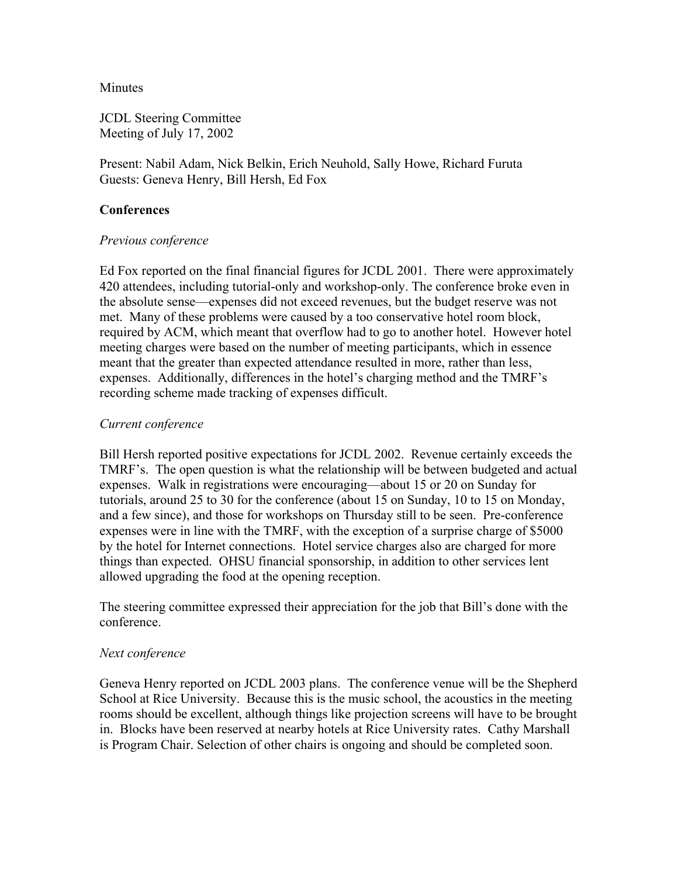Minutes

JCDL Steering Committee
Meeting of July 17, 2002

Present: Nabil Adam, Nick Belkin, Erich Neuhold, Sally Howe, Richard Furuta
Guests: Geneva Henry, Bill Hersh, Ed Fox

## Conferences

### *Previous conference*

Ed Fox reported on the final financial figures for JCDL 2001. There were approximately 420 attendees, including tutorial-only and workshop-only. The conference broke even in the absolute sense—expenses did not exceed revenues, but the budget reserve was not met. Many of these problems were caused by a too conservative hotel room block, required by ACM, which meant that overflow had to go to another hotel. However hotel meeting charges were based on the number of meeting participants, which in essence meant that the greater than expected attendance resulted in more, rather than less, expenses. Additionally, differences in the hotel's charging method and the TMRF's recording scheme made tracking of expenses difficult.

### *Current conference*

Bill Hersh reported positive expectations for JCDL 2002. Revenue certainly exceeds the TMRF's. The open question is what the relationship will be between budgeted and actual expenses. Walk in registrations were encouraging—about 15 or 20 on Sunday for tutorials, around 25 to 30 for the conference (about 15 on Sunday, 10 to 15 on Monday, and a few since), and those for workshops on Thursday still to be seen. Pre-conference expenses were in line with the TMRF, with the exception of a surprise charge of $5000 by the hotel for Internet connections. Hotel service charges also are charged for more things than expected. OHSU financial sponsorship, in addition to other services lent allowed upgrading the food at the opening reception.

The steering committee expressed their appreciation for the job that Bill's done with the conference.

### *Next conference*

Geneva Henry reported on JCDL 2003 plans. The conference venue will be the Shepherd School at Rice University. Because this is the music school, the acoustics in the meeting rooms should be excellent, although things like projection screens will have to be brought in. Blocks have been reserved at nearby hotels at Rice University rates. Cathy Marshall is Program Chair. Selection of other chairs is ongoing and should be completed soon.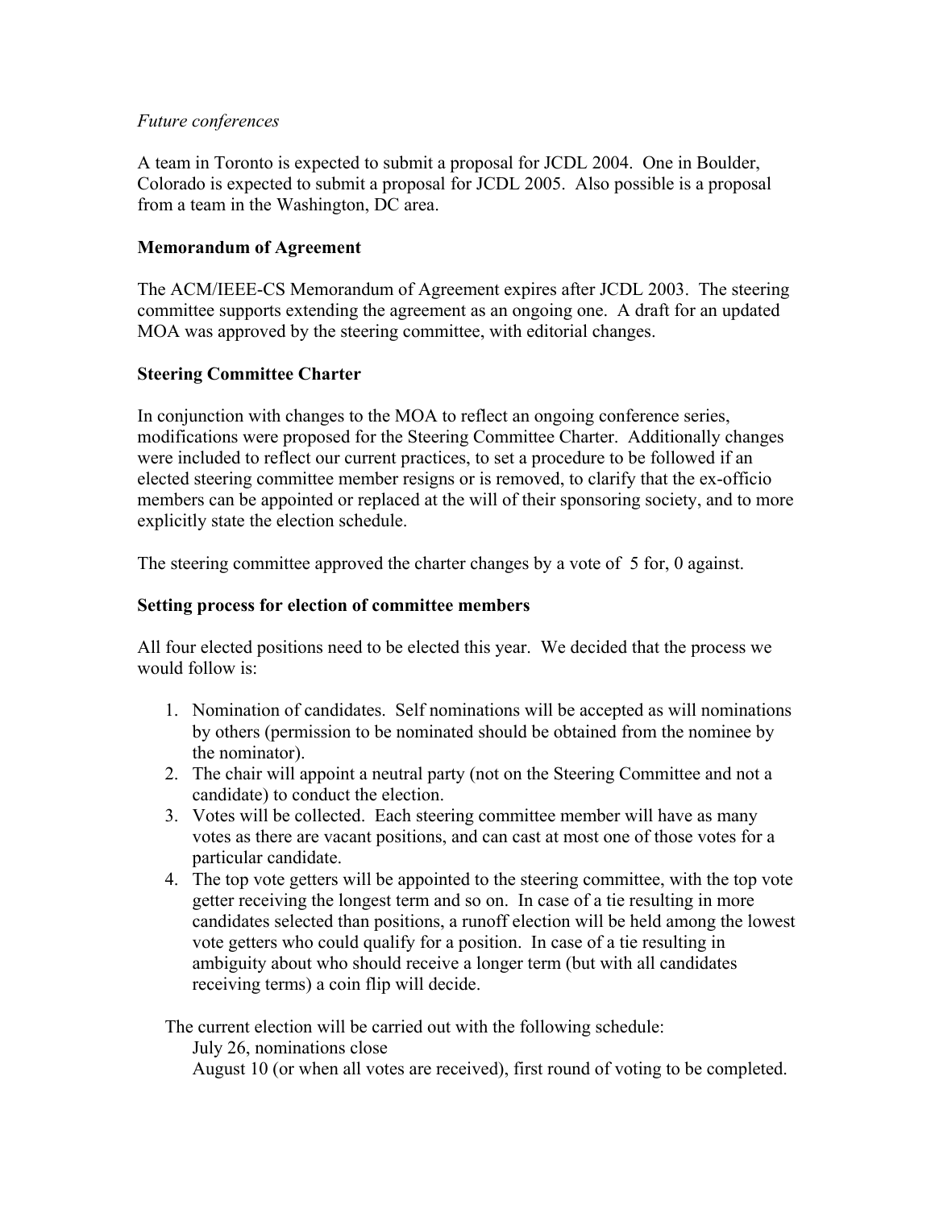*Future conferences*

A team in Toronto is expected to submit a proposal for JCDL 2004. One in Boulder, Colorado is expected to submit a proposal for JCDL 2005. Also possible is a proposal from a team in the Washington, DC area.

**Memorandum of Agreement**

The ACM/IEEE-CS Memorandum of Agreement expires after JCDL 2003. The steering committee supports extending the agreement as an ongoing one. A draft for an updated MOA was approved by the steering committee, with editorial changes.

**Steering Committee Charter**

In conjunction with changes to the MOA to reflect an ongoing conference series, modifications were proposed for the Steering Committee Charter. Additionally changes were included to reflect our current practices, to set a procedure to be followed if an elected steering committee member resigns or is removed, to clarify that the ex-officio members can be appointed or replaced at the will of their sponsoring society, and to more explicitly state the election schedule.

The steering committee approved the charter changes by a vote of 5 for, 0 against.

**Setting process for election of committee members**

All four elected positions need to be elected this year. We decided that the process we would follow is:

1. Nomination of candidates. Self nominations will be accepted as will nominations by others (permission to be nominated should be obtained from the nominee by the nominator).
2. The chair will appoint a neutral party (not on the Steering Committee and not a candidate) to conduct the election.
3. Votes will be collected. Each steering committee member will have as many votes as there are vacant positions, and can cast at most one of those votes for a particular candidate.
4. The top vote getters will be appointed to the steering committee, with the top vote getter receiving the longest term and so on. In case of a tie resulting in more candidates selected than positions, a runoff election will be held among the lowest vote getters who could qualify for a position. In case of a tie resulting in ambiguity about who should receive a longer term (but with all candidates receiving terms) a coin flip will decide.

The current election will be carried out with the following schedule:

July 26, nominations close

August 10 (or when all votes are received), first round of voting to be completed.